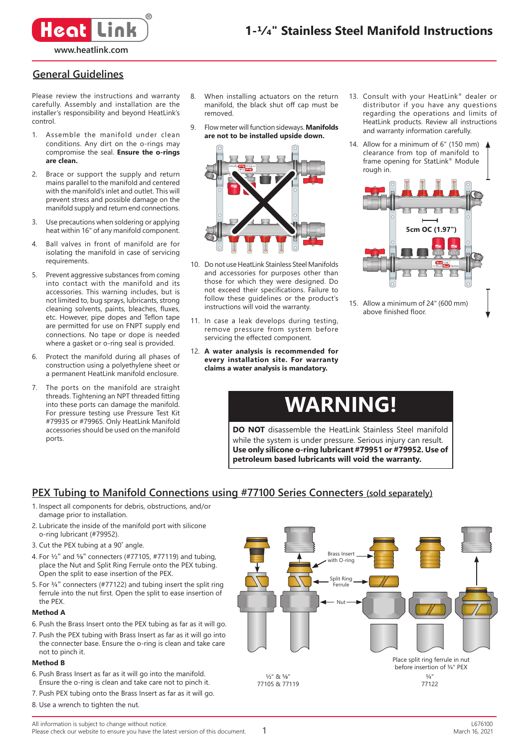# 1-¼" Stainless Steel Manifold Instructions

www.heatlink.com

## General Guidelines

Please review the instructions and warranty carefully. Assembly and installation are the installer's responsibility and beyond HeatLink's control.

1. Assemble the manifold under clean conditions. Any dirt on the o-rings may compromise the seal. **Ensure the o-rings are clean.**
2. Brace or support the supply and return mains parallel to the manifold and centered with the manifold's inlet and outlet. This will prevent stress and possible damage on the manifold supply and return end connections.
3. Use precautions when soldering or applying heat within 16" of any manifold component.
4. Ball valves in front of manifold are for isolating the manifold in case of servicing requirements.
5. Prevent aggressive substances from coming into contact with the manifold and its accessories. This warning includes, but is not limited to, bug sprays, lubricants, strong cleaning solvents, paints, bleaches, fluxes, etc. However, pipe dopes and Teflon tape are permitted for use on FNPT supply end connections. No tape or dope is needed where a gasket or o-ring seal is provided.
6. Protect the manifold during all phases of construction using a polyethylene sheet or a permanent HeatLink manifold enclosure.
7. The ports on the manifold are straight threads. Tightening an NPT threaded fitting into these ports can damage the manifold. For pressure testing use Pressure Test Kit #79935 or #79965. Only HeatLink Manifold accessories should be used on the manifold ports.
8. When installing actuators on the return manifold, the black shut off cap must be removed.
9. Flow meter will function sideways. **Manifolds are not to be installed upside down.**
10. Do not use HeatLink Stainless Steel Manifolds and accessories for purposes other than those for which they were designed. Do not exceed their specifications. Failure to follow these guidelines or the product's instructions will void the warranty.
11. In case a leak develops during testing, remove pressure from system before servicing the effected component.
12. **A water analysis is recommended for every installation site. For warranty claims a water analysis is mandatory.**
13. Consult with your HeatLink® dealer or distributor if you have any questions regarding the operations and limits of HeatLink products. Review all instructions and warranty information carefully.
14. Allow for a minimum of 6" (150 mm) clearance from top of manifold to frame opening for StatLink® Module rough in.

5cm OC (1.97")

15. Allow a minimum of 24" (600 mm) above finished floor.

## WARNING!

**DO NOT** disassemble the HeatLink Stainless Steel manifold while the system is under pressure. Serious injury can result. **Use only silicone o-ring lubricant #79951 or #79952. Use of petroleum based lubricants will void the warranty.**

## PEX Tubing to Manifold Connections using #77100 Series Connecters (sold separately)

1. Inspect all components for debris, obstructions, and/or damage prior to installation.
2. Lubricate the inside of the manifold port with silicone o-ring lubricant (#79952).
3. Cut the PEX tubing at a 90° angle.
4. For ½" and ⅝" connecters (#77105, #77119) and tubing, place the Nut and Split Ring Ferrule onto the PEX tubing. Open the split to ease insertion of the PEX.
5. For ¾" connecters (#77122) and tubing insert the split ring ferrule into the nut first. Open the split to ease insertion of the PEX.

**Method A**

6. Push the Brass Insert onto the PEX tubing as far as it will go.
7. Push the PEX tubing with Brass Insert as far as it will go into the connecter base. Ensure the o-ring is clean and take care not to pinch it.

**Method B**

6. Push Brass Insert as far as it will go into the manifold. Ensure the o-ring is clean and take care not to pinch it.
7. Push PEX tubing onto the Brass Insert as far as it will go.
8. Use a wrench to tighten the nut.

Brass Insert with O-ring

Split Ring Ferrule

Nut

½" & ⅝"
77105 & 77119

Place split ring ferrule in nut before insertion of ¾" PEX

¾"
77122

All information is subject to change without notice.
Please check our website to ensure you have the latest version of this document.

L676100
March 16, 2021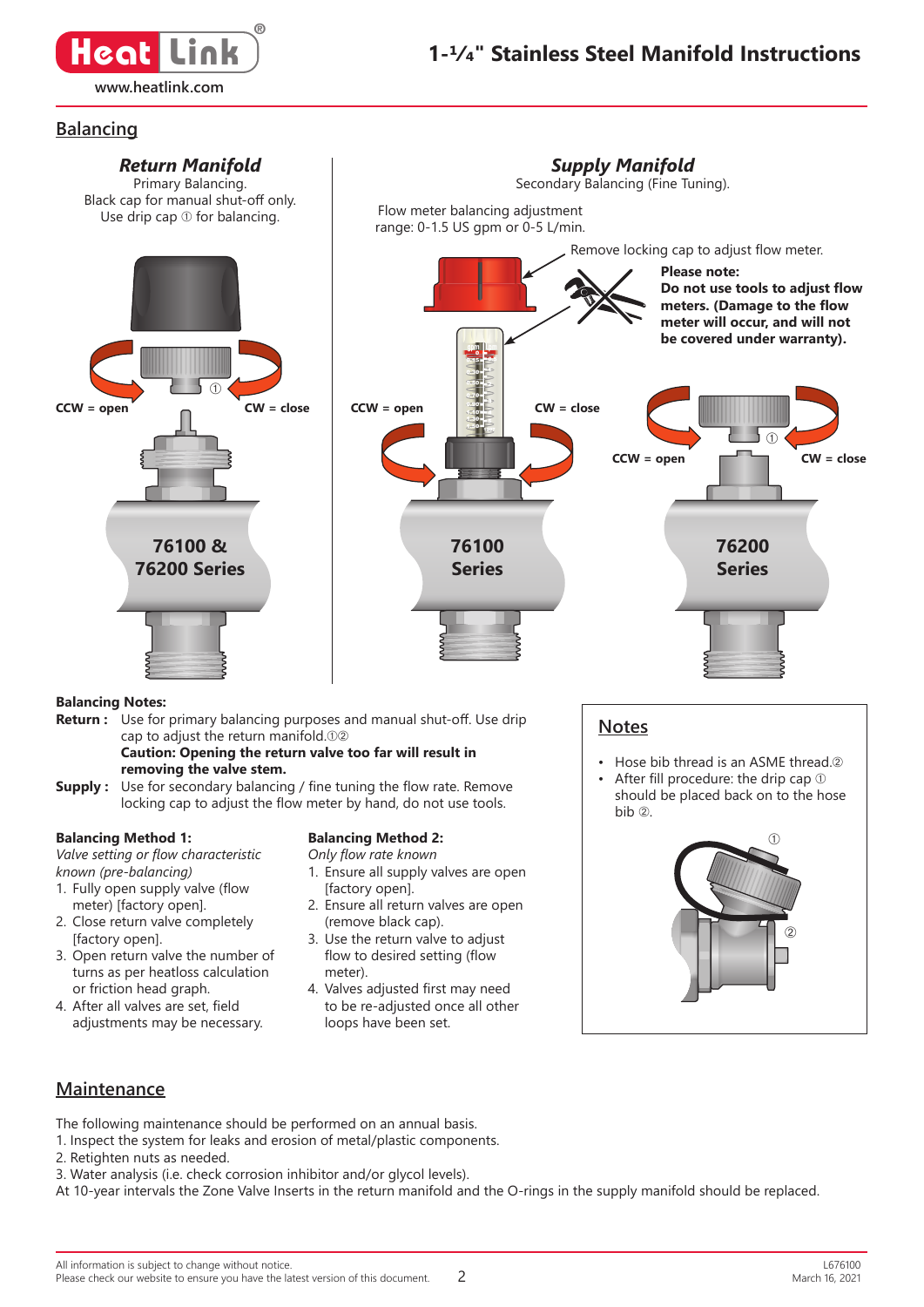## Balancing

### *Return Manifold*

Primary Balancing.
Black cap for manual shut-off only.
Use drip cap ① for balancing.

CCW = open CW = close

76100 & 76200 Series

### *Supply Manifold*

Secondary Balancing (Fine Tuning).

Flow meter balancing adjustment range: 0-1.5 US gpm or 0-5 L/min.

Remove locking cap to adjust flow meter.

**Please note:**
**Do not use tools to adjust flow meters. (Damage to the flow meter will occur, and will not be covered under warranty).**

CCW = open CW = close

76100 Series

CCW = open CW = close

76200 Series

**Balancing Notes:**

**Return :** Use for primary balancing purposes and manual shut-off. Use drip cap to adjust the return manifold.①②
**Caution: Opening the return valve too far will result in removing the valve stem.**

**Supply :** Use for secondary balancing / fine tuning the flow rate. Remove locking cap to adjust the flow meter by hand, do not use tools.

**Balancing Method 1:**
*Valve setting or flow characteristic known (pre-balancing)*

1. Fully open supply valve (flow meter) [factory open].
2. Close return valve completely [factory open].
3. Open return valve the number of turns as per heatloss calculation or friction head graph.
4. After all valves are set, field adjustments may be necessary.

**Balancing Method 2:**
*Only flow rate known*

1. Ensure all supply valves are open [factory open].
2. Ensure all return valves are open (remove black cap).
3. Use the return valve to adjust flow to desired setting (flow meter).
4. Valves adjusted first may need to be re-adjusted once all other loops have been set.

## Notes

- Hose bib thread is an ASME thread.②
- After fill procedure: the drip cap ① should be placed back on to the hose bib ②.

## Maintenance

The following maintenance should be performed on an annual basis.
1. Inspect the system for leaks and erosion of metal/plastic components.
2. Retighten nuts as needed.
3. Water analysis (i.e. check corrosion inhibitor and/or glycol levels).

At 10-year intervals the Zone Valve Inserts in the return manifold and the O-rings in the supply manifold should be replaced.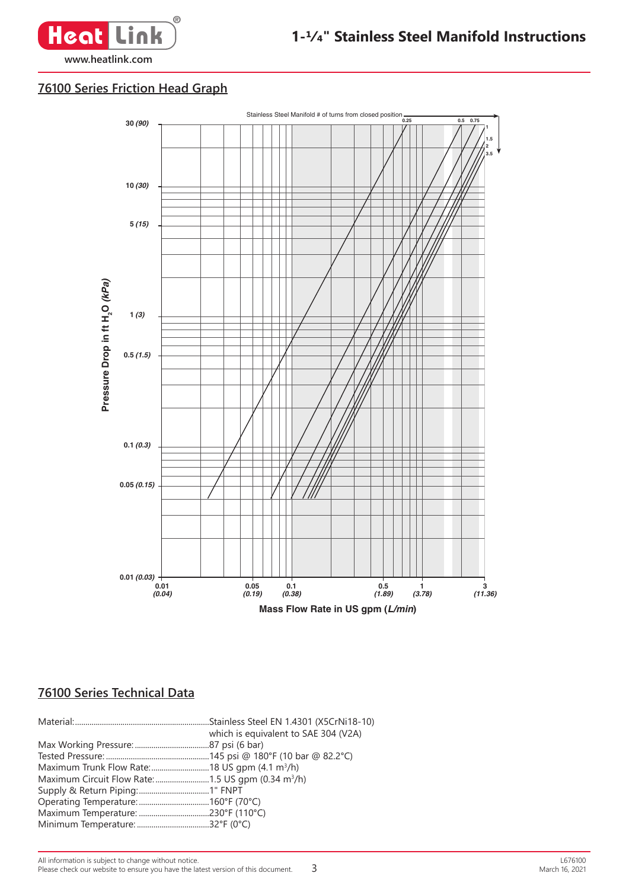## 76100 Series Friction Head Graph

Stainless Steel Manifold # of turns from closed position

0.25 0.5 0.75 1 1.5 2 3.5

Pressure Drop in ft $H_2O$ *(kPa)*

30 *(90)*
10 *(30)*
5 *(15)*
1 *(3)*
0.5 *(1.5)*
0.1 *(0.3)*
0.05 *(0.15)*
0.01 *(0.03)*

0.01 *(0.04)* 0.05 *(0.19)* 0.1 *(0.38)* 0.5 *(1.89)* 1 *(3.78)* 3 *(11.36)*

Mass Flow Rate in US gpm (*L/min*)

## 76100 Series Technical Data

| | |
|---|---|
| Material: | Stainless Steel EN 1.4301 (X5CrNi18-10) which is equivalent to SAE 304 (V2A) |
| Max Working Pressure: | 87 psi (6 bar) |
| Tested Pressure: | 145 psi @ 180°F (10 bar @ 82.2°C) |
| Maximum Trunk Flow Rate: | 18 US gpm (4.1 $m^3$/h) |
| Maximum Circuit Flow Rate: | 1.5 US gpm (0.34 $m^3$/h) |
| Supply & Return Piping: | 1" FNPT |
| Operating Temperature: | 160°F (70°C) |
| Maximum Temperature: | 230°F (110°C) |
| Minimum Temperature: | 32°F (0°C) |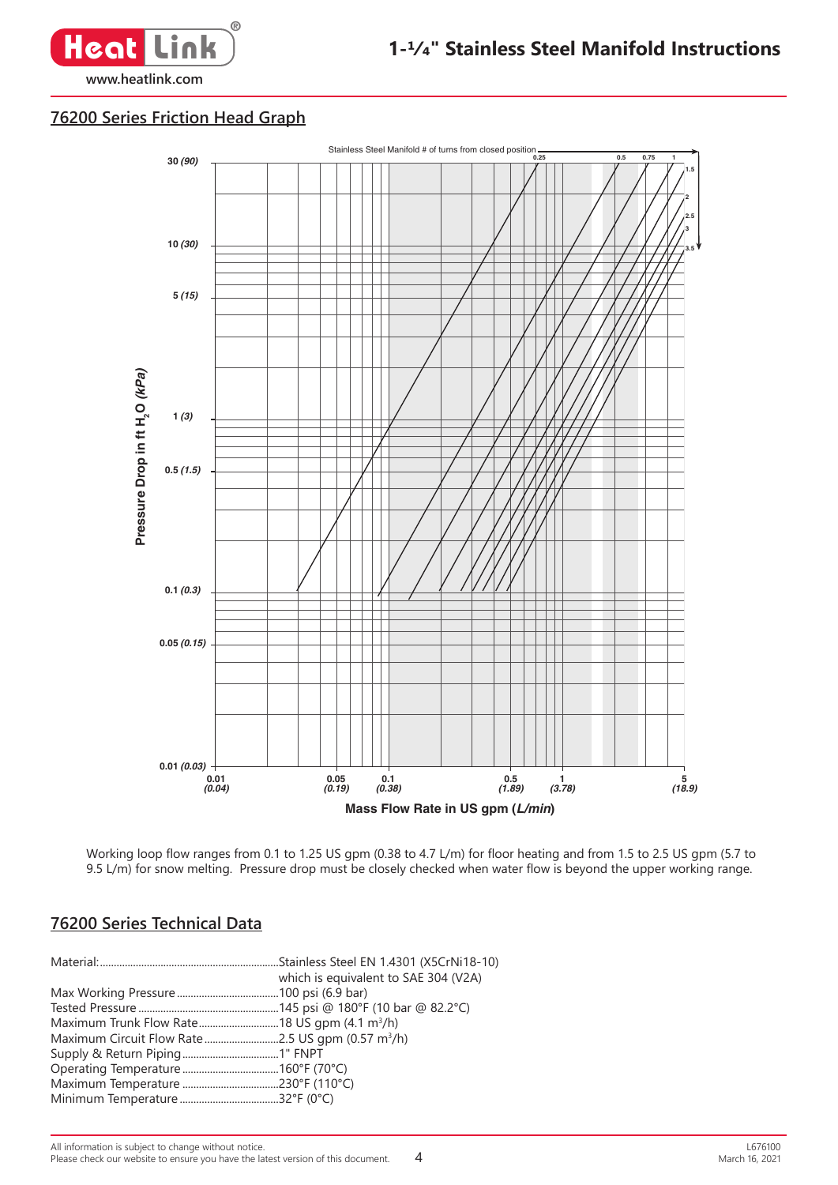## 76200 Series Friction Head Graph

Stainless Steel Manifold # of turns from closed position

0.25
0.5
0.75
1
1.5
2
2.5
3
3.5

Pressure Drop in ft $H_2O$ *(kPa)*

30 *(90)*
10 *(30)*
5 *(15)*
1 *(3)*
0.5 *(1.5)*
0.1 *(0.3)*
0.05 *(0.15)*
0.01 *(0.03)*

0.01 *(0.04)*
0.05 *(0.19)*
0.1 *(0.38)*
0.5 *(1.89)*
1 *(3.78)*
5 *(18.9)*

Mass Flow Rate in US gpm (*L/min*)

Working loop flow ranges from 0.1 to 1.25 US gpm (0.38 to 4.7 L/m) for floor heating and from 1.5 to 2.5 US gpm (5.7 to 9.5 L/m) for snow melting. Pressure drop must be closely checked when water flow is beyond the upper working range.

## 76200 Series Technical Data

| | |
|---|---|
| Material: | Stainless Steel EN 1.4301 (X5CrNi18-10) which is equivalent to SAE 304 (V2A) |
| Max Working Pressure | 100 psi (6.9 bar) |
| Tested Pressure | 145 psi @ 180°F (10 bar @ 82.2°C) |
| Maximum Trunk Flow Rate | 18 US gpm (4.1 $m^3$/h) |
| Maximum Circuit Flow Rate | 2.5 US gpm (0.57 $m^3$/h) |
| Supply & Return Piping | 1" FNPT |
| Operating Temperature | 160°F (70°C) |
| Maximum Temperature | 230°F (110°C) |
| Minimum Temperature | 32°F (0°C) |

All information is subject to change without notice.
Please check our website to ensure you have the latest version of this document.

L676100
March 16, 2021